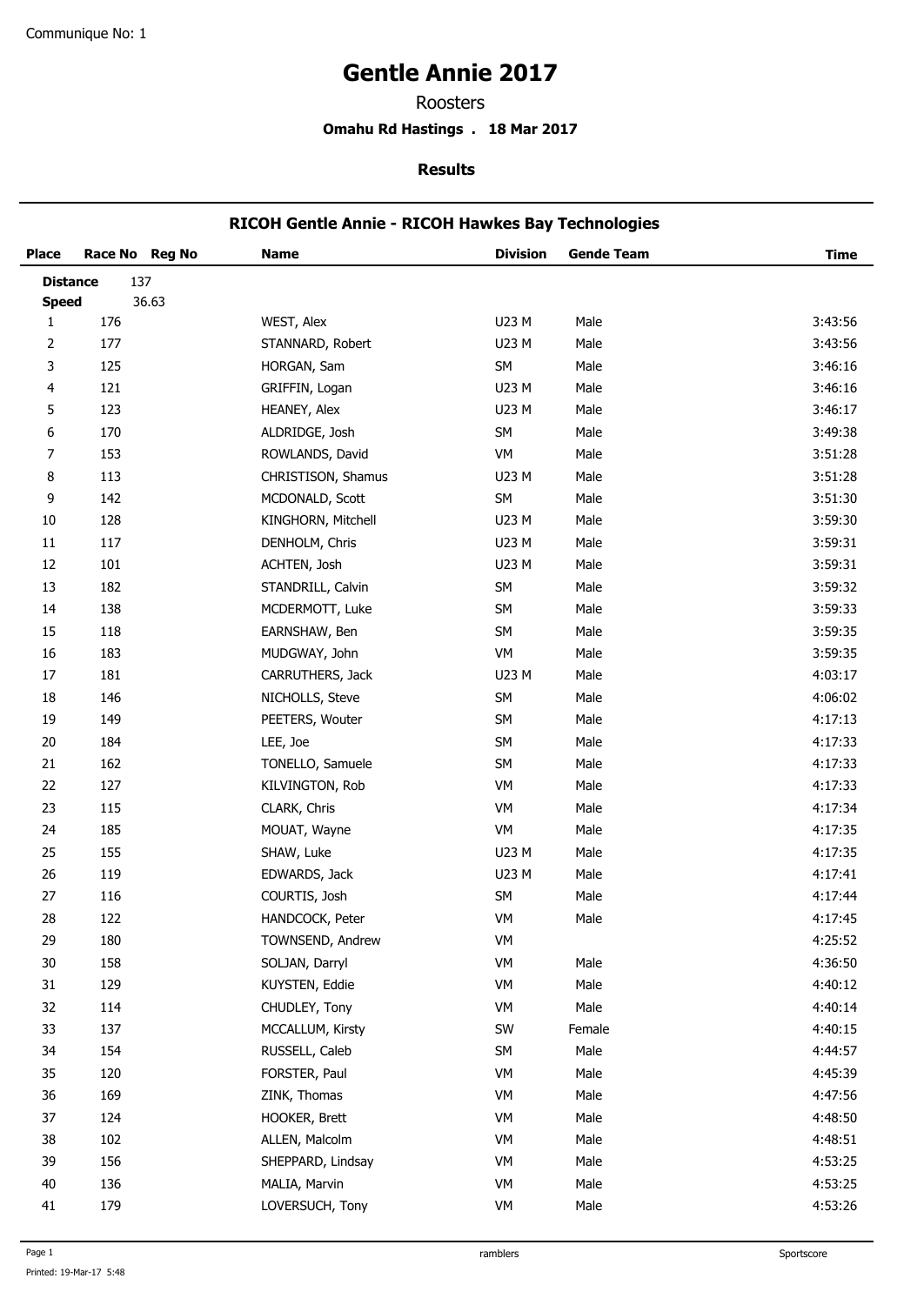Communique No: 1

# Gentle Annie 2017

Roosters

**Omahu Rd Hastings . 18 Mar 2017**

**Results**

## RICOH Gentle Annie - RICOH Hawkes Bay Technologies

| Place | Race No | Reg No | Name | Division | Gende Team | Time |
|---|---|---|---|---|---|---|
| **Distance** | 137 | | | | | |
| **Speed** | 36.63 | | | | | |
| 1 | 176 | | WEST, Alex | U23 M | Male | 3:43:56 |
| 2 | 177 | | STANNARD, Robert | U23 M | Male | 3:43:56 |
| 3 | 125 | | HORGAN, Sam | SM | Male | 3:46:16 |
| 4 | 121 | | GRIFFIN, Logan | U23 M | Male | 3:46:16 |
| 5 | 123 | | HEANEY, Alex | U23 M | Male | 3:46:17 |
| 6 | 170 | | ALDRIDGE, Josh | SM | Male | 3:49:38 |
| 7 | 153 | | ROWLANDS, David | VM | Male | 3:51:28 |
| 8 | 113 | | CHRISTISON, Shamus | U23 M | Male | 3:51:28 |
| 9 | 142 | | MCDONALD, Scott | SM | Male | 3:51:30 |
| 10 | 128 | | KINGHORN, Mitchell | U23 M | Male | 3:59:30 |
| 11 | 117 | | DENHOLM, Chris | U23 M | Male | 3:59:31 |
| 12 | 101 | | ACHTEN, Josh | U23 M | Male | 3:59:31 |
| 13 | 182 | | STANDRILL, Calvin | SM | Male | 3:59:32 |
| 14 | 138 | | MCDERMOTT, Luke | SM | Male | 3:59:33 |
| 15 | 118 | | EARNSHAW, Ben | SM | Male | 3:59:35 |
| 16 | 183 | | MUDGWAY, John | VM | Male | 3:59:35 |
| 17 | 181 | | CARRUTHERS, Jack | U23 M | Male | 4:03:17 |
| 18 | 146 | | NICHOLLS, Steve | SM | Male | 4:06:02 |
| 19 | 149 | | PEETERS, Wouter | SM | Male | 4:17:13 |
| 20 | 184 | | LEE, Joe | SM | Male | 4:17:33 |
| 21 | 162 | | TONELLO, Samuele | SM | Male | 4:17:33 |
| 22 | 127 | | KILVINGTON, Rob | VM | Male | 4:17:33 |
| 23 | 115 | | CLARK, Chris | VM | Male | 4:17:34 |
| 24 | 185 | | MOUAT, Wayne | VM | Male | 4:17:35 |
| 25 | 155 | | SHAW, Luke | U23 M | Male | 4:17:35 |
| 26 | 119 | | EDWARDS, Jack | U23 M | Male | 4:17:41 |
| 27 | 116 | | COURTIS, Josh | SM | Male | 4:17:44 |
| 28 | 122 | | HANDCOCK, Peter | VM | Male | 4:17:45 |
| 29 | 180 | | TOWNSEND, Andrew | VM | | 4:25:52 |
| 30 | 158 | | SOLJAN, Darryl | VM | Male | 4:36:50 |
| 31 | 129 | | KUYSTEN, Eddie | VM | Male | 4:40:12 |
| 32 | 114 | | CHUDLEY, Tony | VM | Male | 4:40:14 |
| 33 | 137 | | MCCALLUM, Kirsty | SW | Female | 4:40:15 |
| 34 | 154 | | RUSSELL, Caleb | SM | Male | 4:44:57 |
| 35 | 120 | | FORSTER, Paul | VM | Male | 4:45:39 |
| 36 | 169 | | ZINK, Thomas | VM | Male | 4:47:56 |
| 37 | 124 | | HOOKER, Brett | VM | Male | 4:48:50 |
| 38 | 102 | | ALLEN, Malcolm | VM | Male | 4:48:51 |
| 39 | 156 | | SHEPPARD, Lindsay | VM | Male | 4:53:25 |
| 40 | 136 | | MALIA, Marvin | VM | Male | 4:53:25 |
| 41 | 179 | | LOVERSUCH, Tony | VM | Male | 4:53:26 |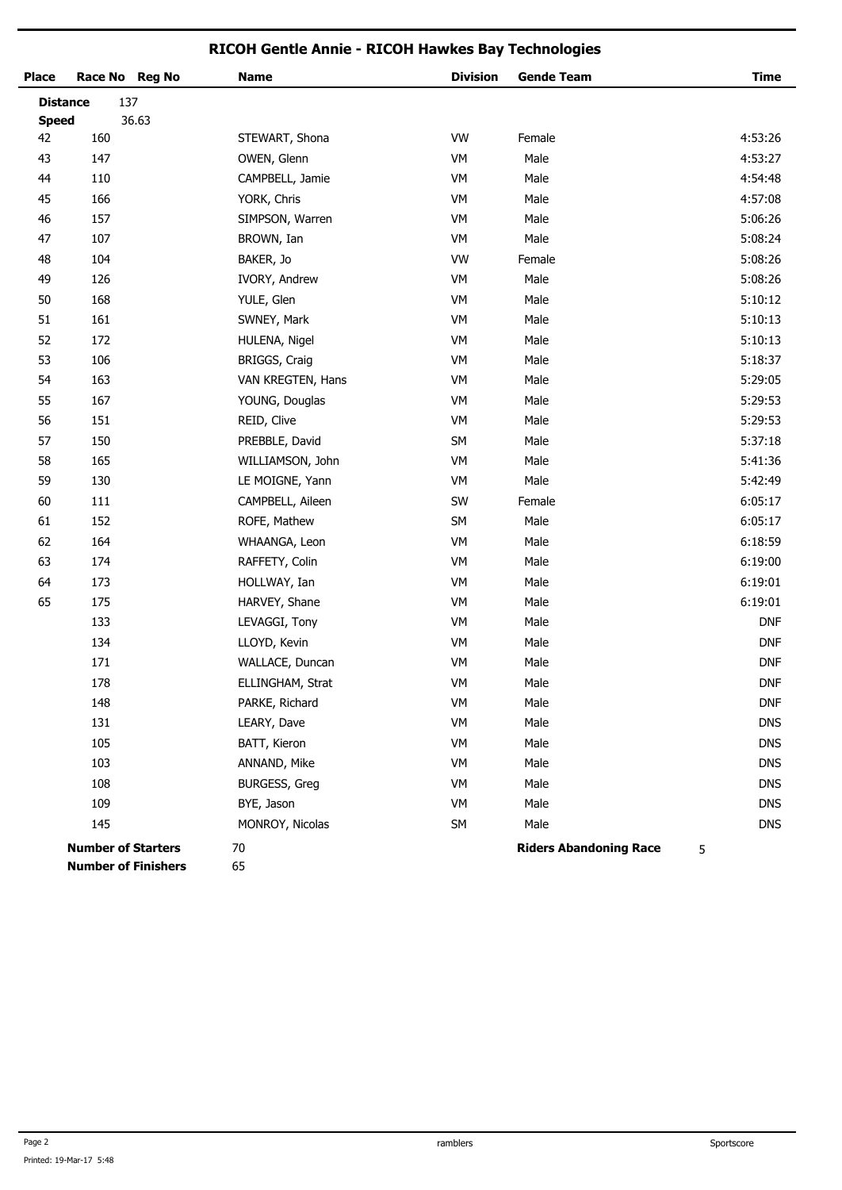# RICOH Gentle Annie - RICOH Hawkes Bay Technologies

| Place | Race No | Reg No | Name | Division | Gende Team | Time |
|---|---|---|---|---|---|---|
| **Distance** 137 | | | | | | |
| **Speed** 36.63 | | | | | | |
| 42 | 160 | | STEWART, Shona | VW | Female | 4:53:26 |
| 43 | 147 | | OWEN, Glenn | VM | Male | 4:53:27 |
| 44 | 110 | | CAMPBELL, Jamie | VM | Male | 4:54:48 |
| 45 | 166 | | YORK, Chris | VM | Male | 4:57:08 |
| 46 | 157 | | SIMPSON, Warren | VM | Male | 5:06:26 |
| 47 | 107 | | BROWN, Ian | VM | Male | 5:08:24 |
| 48 | 104 | | BAKER, Jo | VW | Female | 5:08:26 |
| 49 | 126 | | IVORY, Andrew | VM | Male | 5:08:26 |
| 50 | 168 | | YULE, Glen | VM | Male | 5:10:12 |
| 51 | 161 | | SWNEY, Mark | VM | Male | 5:10:13 |
| 52 | 172 | | HULENA, Nigel | VM | Male | 5:10:13 |
| 53 | 106 | | BRIGGS, Craig | VM | Male | 5:18:37 |
| 54 | 163 | | VAN KREGTEN, Hans | VM | Male | 5:29:05 |
| 55 | 167 | | YOUNG, Douglas | VM | Male | 5:29:53 |
| 56 | 151 | | REID, Clive | VM | Male | 5:29:53 |
| 57 | 150 | | PREBBLE, David | SM | Male | 5:37:18 |
| 58 | 165 | | WILLIAMSON, John | VM | Male | 5:41:36 |
| 59 | 130 | | LE MOIGNE, Yann | VM | Male | 5:42:49 |
| 60 | 111 | | CAMPBELL, Aileen | SW | Female | 6:05:17 |
| 61 | 152 | | ROFE, Mathew | SM | Male | 6:05:17 |
| 62 | 164 | | WHAANGA, Leon | VM | Male | 6:18:59 |
| 63 | 174 | | RAFFETY, Colin | VM | Male | 6:19:00 |
| 64 | 173 | | HOLLWAY, Ian | VM | Male | 6:19:01 |
| 65 | 175 | | HARVEY, Shane | VM | Male | 6:19:01 |
| | 133 | | LEVAGGI, Tony | VM | Male | DNF |
| | 134 | | LLOYD, Kevin | VM | Male | DNF |
| | 171 | | WALLACE, Duncan | VM | Male | DNF |
| | 178 | | ELLINGHAM, Strat | VM | Male | DNF |
| | 148 | | PARKE, Richard | VM | Male | DNF |
| | 131 | | LEARY, Dave | VM | Male | DNS |
| | 105 | | BATT, Kieron | VM | Male | DNS |
| | 103 | | ANNAND, Mike | VM | Male | DNS |
| | 108 | | BURGESS, Greg | VM | Male | DNS |
| | 109 | | BYE, Jason | VM | Male | DNS |
| | 145 | | MONROY, Nicolas | SM | Male | DNS |

**Number of Starters** 70

**Number of Finishers** 65

**Riders Abandoning Race** 5

ramblers

Sportscore

Printed: 19-Mar-17 5:48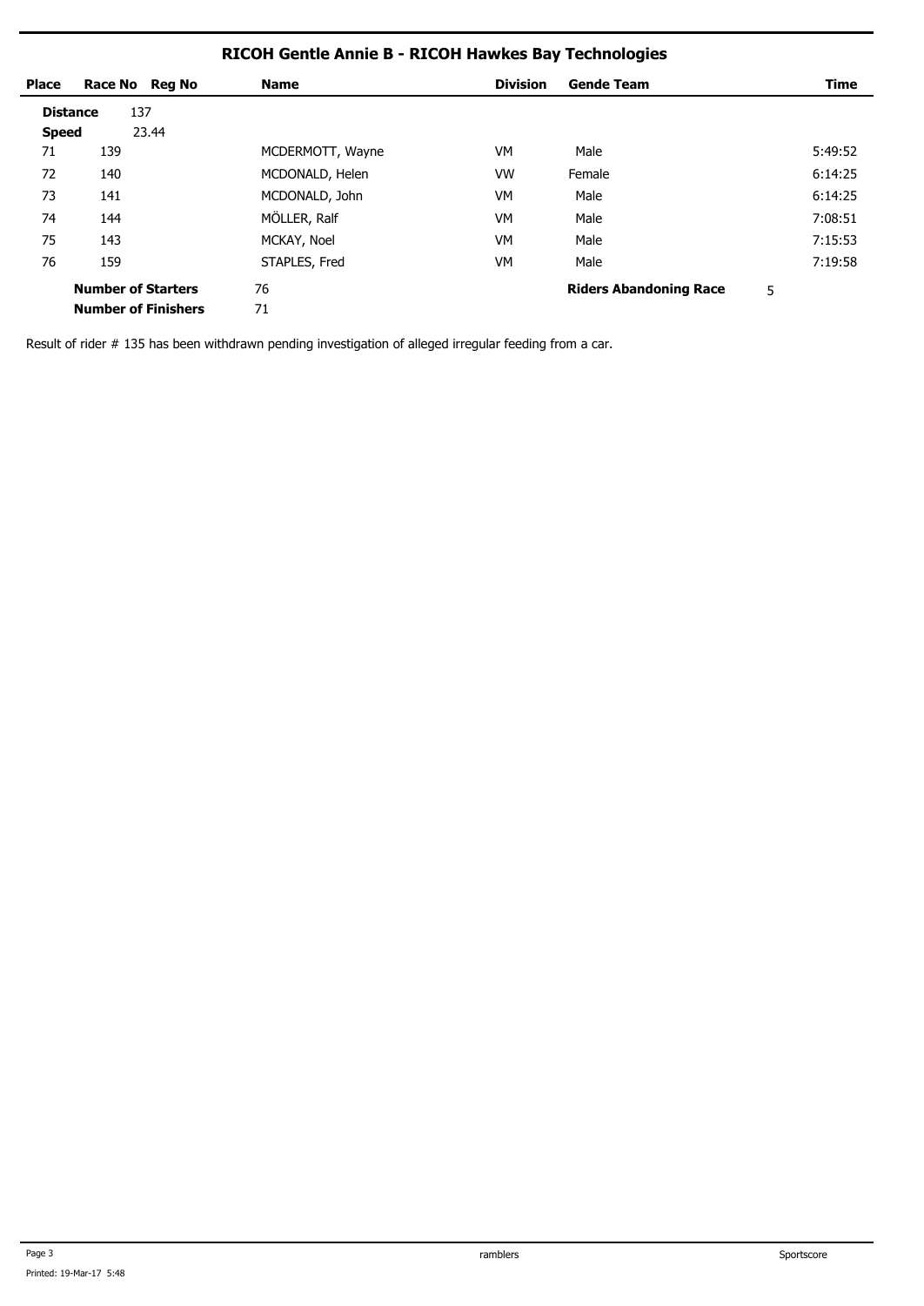## RICOH Gentle Annie B - RICOH Hawkes Bay Technologies

| Place | Race No | Reg No | Name | Division | Gende Team | Time |
|---|---|---|---|---|---|---|
| **Distance** | 137 | | | | | |
| **Speed** | 23.44 | | | | | |
| 71 | 139 | | MCDERMOTT, Wayne | VM | Male | 5:49:52 |
| 72 | 140 | | MCDONALD, Helen | VW | Female | 6:14:25 |
| 73 | 141 | | MCDONALD, John | VM | Male | 6:14:25 |
| 74 | 144 | | MÖLLER, Ralf | VM | Male | 7:08:51 |
| 75 | 143 | | MCKAY, Noel | VM | Male | 7:15:53 |
| 76 | 159 | | STAPLES, Fred | VM | Male | 7:19:58 |

**Number of Starters** 76 **Riders Abandoning Race** 5

**Number of Finishers** 71

Result of rider # 135 has been withdrawn pending investigation of alleged irregular feeding from a car.

ramblers Sportscore

Printed: 19-Mar-17 5:48